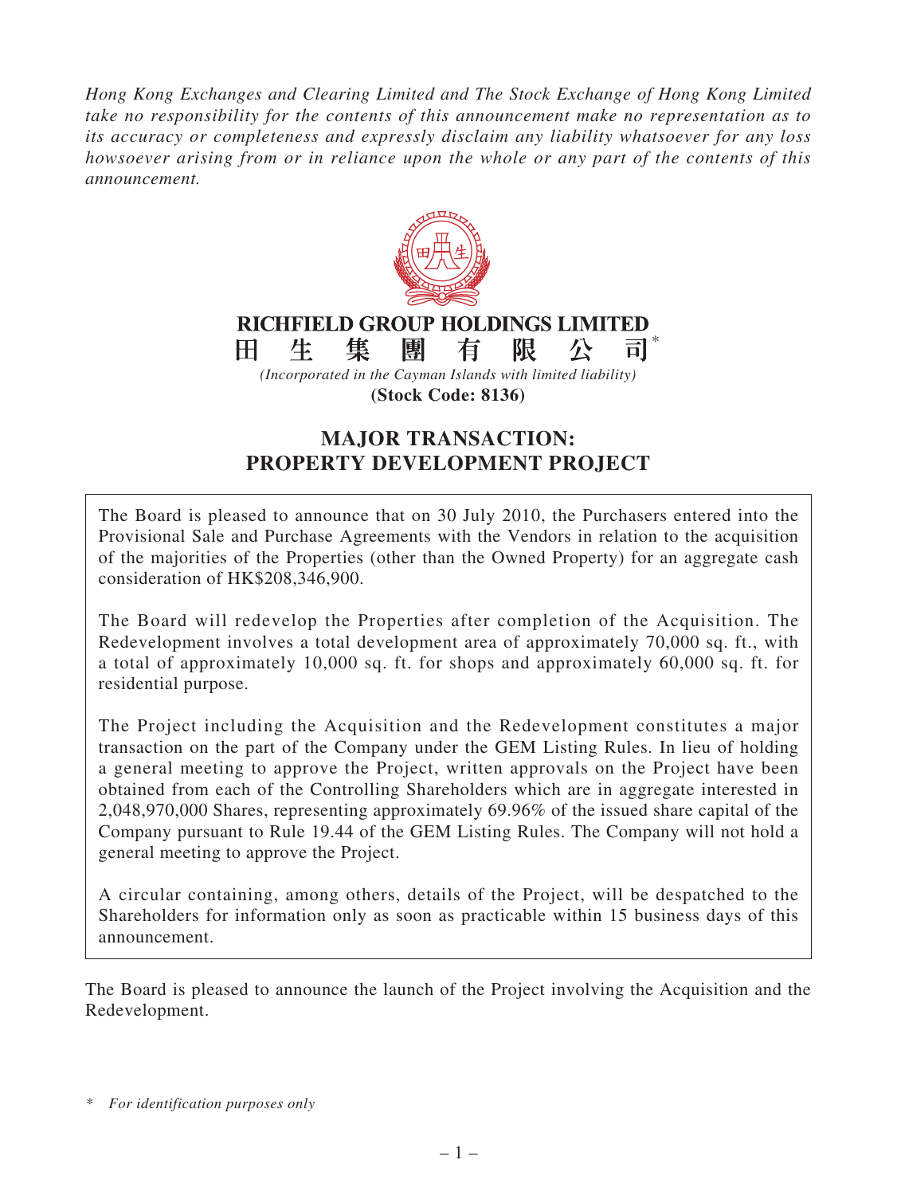*Hong Kong Exchanges and Clearing Limited and The Stock Exchange of Hong Kong Limited take no responsibility for the contents of this announcement make no representation as to its accuracy or completeness and expressly disclaim any liability whatsoever for any loss howsoever arising from or in reliance upon the whole or any part of the contents of this announcement.*

**RICHFIELD GROUP HOLDINGS LIMITED**

**田 生 集 團 有 限 公 司***

*(Incorporated in the Cayman Islands with limited liability)*

**(Stock Code: 8136)**

# MAJOR TRANSACTION: PROPERTY DEVELOPMENT PROJECT

The Board is pleased to announce that on 30 July 2010, the Purchasers entered into the Provisional Sale and Purchase Agreements with the Vendors in relation to the acquisition of the majorities of the Properties (other than the Owned Property) for an aggregate cash consideration of HK$208,346,900.

The Board will redevelop the Properties after completion of the Acquisition. The Redevelopment involves a total development area of approximately 70,000 sq. ft., with a total of approximately 10,000 sq. ft. for shops and approximately 60,000 sq. ft. for residential purpose.

The Project including the Acquisition and the Redevelopment constitutes a major transaction on the part of the Company under the GEM Listing Rules. In lieu of holding a general meeting to approve the Project, written approvals on the Project have been obtained from each of the Controlling Shareholders which are in aggregate interested in 2,048,970,000 Shares, representing approximately 69.96% of the issued share capital of the Company pursuant to Rule 19.44 of the GEM Listing Rules. The Company will not hold a general meeting to approve the Project.

A circular containing, among others, details of the Project, will be despatched to the Shareholders for information only as soon as practicable within 15 business days of this announcement.

The Board is pleased to announce the launch of the Project involving the Acquisition and the Redevelopment.

\* *For identification purposes only*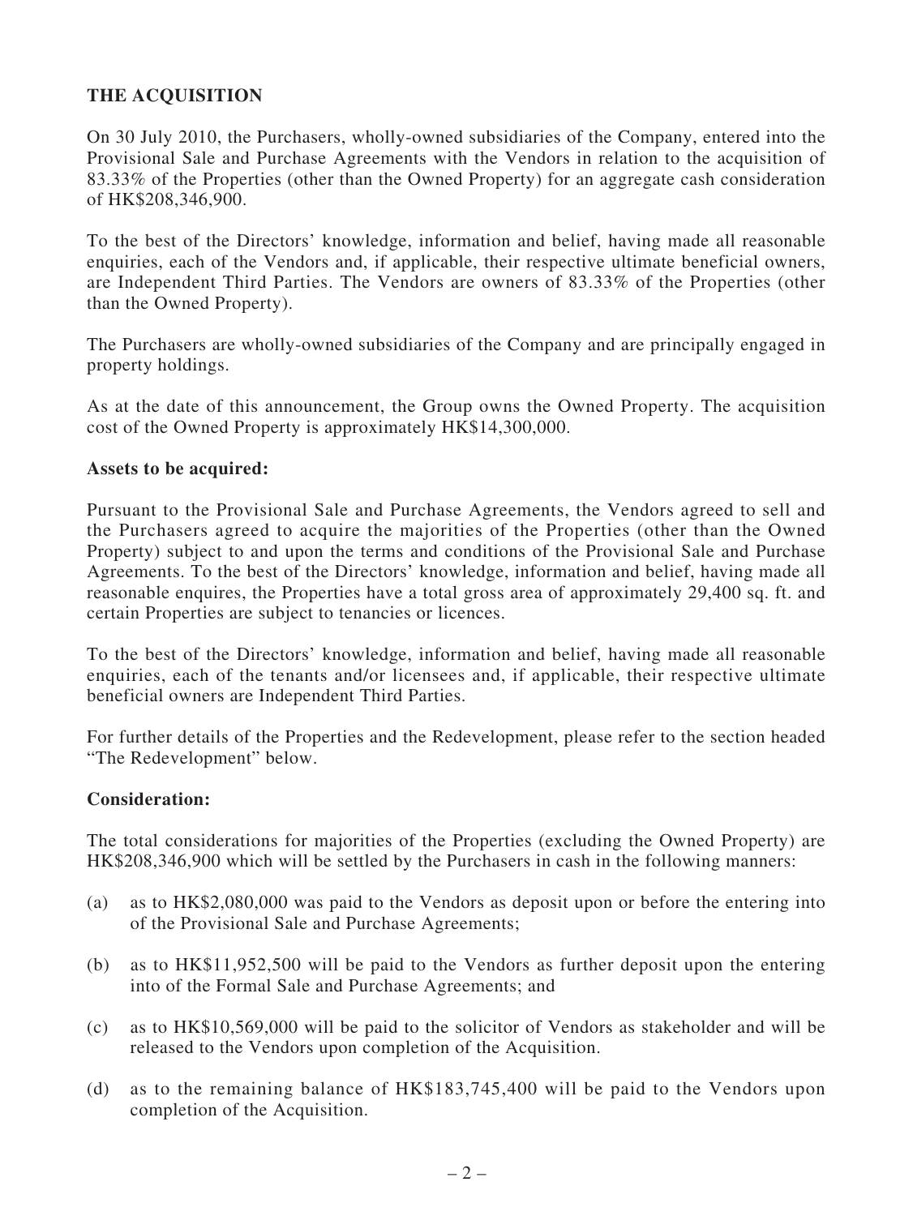## THE ACQUISITION

On 30 July 2010, the Purchasers, wholly-owned subsidiaries of the Company, entered into the Provisional Sale and Purchase Agreements with the Vendors in relation to the acquisition of 83.33% of the Properties (other than the Owned Property) for an aggregate cash consideration of HK$208,346,900.

To the best of the Directors' knowledge, information and belief, having made all reasonable enquiries, each of the Vendors and, if applicable, their respective ultimate beneficial owners, are Independent Third Parties. The Vendors are owners of 83.33% of the Properties (other than the Owned Property).

The Purchasers are wholly-owned subsidiaries of the Company and are principally engaged in property holdings.

As at the date of this announcement, the Group owns the Owned Property. The acquisition cost of the Owned Property is approximately HK$14,300,000.

### Assets to be acquired:

Pursuant to the Provisional Sale and Purchase Agreements, the Vendors agreed to sell and the Purchasers agreed to acquire the majorities of the Properties (other than the Owned Property) subject to and upon the terms and conditions of the Provisional Sale and Purchase Agreements. To the best of the Directors' knowledge, information and belief, having made all reasonable enquires, the Properties have a total gross area of approximately 29,400 sq. ft. and certain Properties are subject to tenancies or licences.

To the best of the Directors' knowledge, information and belief, having made all reasonable enquiries, each of the tenants and/or licensees and, if applicable, their respective ultimate beneficial owners are Independent Third Parties.

For further details of the Properties and the Redevelopment, please refer to the section headed "The Redevelopment" below.

### Consideration:

The total considerations for majorities of the Properties (excluding the Owned Property) are HK$208,346,900 which will be settled by the Purchasers in cash in the following manners:

(a) as to HK$2,080,000 was paid to the Vendors as deposit upon or before the entering into of the Provisional Sale and Purchase Agreements;

(b) as to HK$11,952,500 will be paid to the Vendors as further deposit upon the entering into of the Formal Sale and Purchase Agreements; and

(c) as to HK$10,569,000 will be paid to the solicitor of Vendors as stakeholder and will be released to the Vendors upon completion of the Acquisition.

(d) as to the remaining balance of HK$183,745,400 will be paid to the Vendors upon completion of the Acquisition.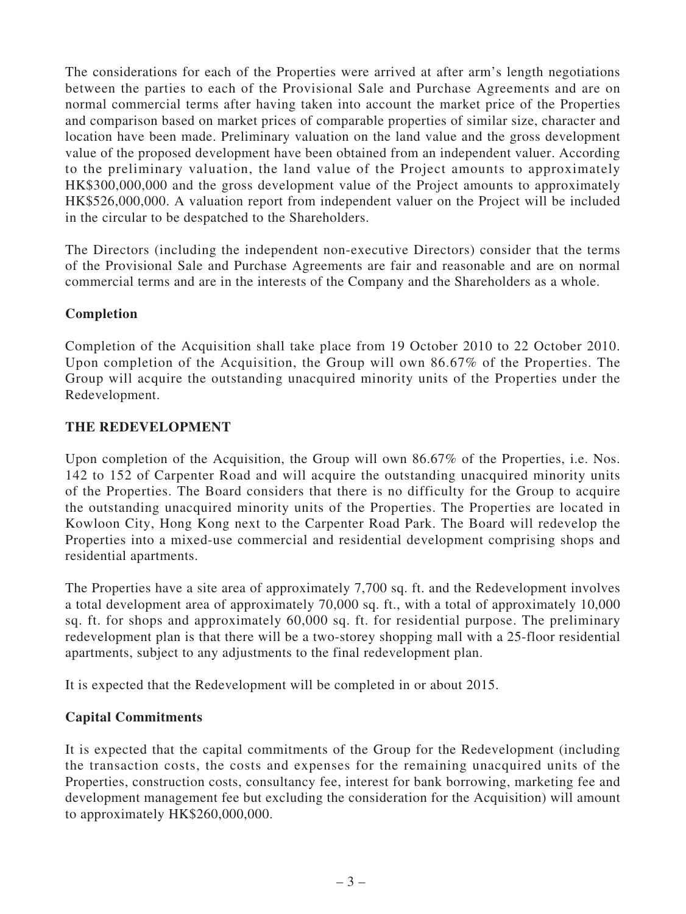The considerations for each of the Properties were arrived at after arm's length negotiations between the parties to each of the Provisional Sale and Purchase Agreements and are on normal commercial terms after having taken into account the market price of the Properties and comparison based on market prices of comparable properties of similar size, character and location have been made. Preliminary valuation on the land value and the gross development value of the proposed development have been obtained from an independent valuer. According to the preliminary valuation, the land value of the Project amounts to approximately HK$300,000,000 and the gross development value of the Project amounts to approximately HK$526,000,000. A valuation report from independent valuer on the Project will be included in the circular to be despatched to the Shareholders.

The Directors (including the independent non-executive Directors) consider that the terms of the Provisional Sale and Purchase Agreements are fair and reasonable and are on normal commercial terms and are in the interests of the Company and the Shareholders as a whole.

**Completion**

Completion of the Acquisition shall take place from 19 October 2010 to 22 October 2010. Upon completion of the Acquisition, the Group will own 86.67% of the Properties. The Group will acquire the outstanding unacquired minority units of the Properties under the Redevelopment.

**THE REDEVELOPMENT**

Upon completion of the Acquisition, the Group will own 86.67% of the Properties, i.e. Nos. 142 to 152 of Carpenter Road and will acquire the outstanding unacquired minority units of the Properties. The Board considers that there is no difficulty for the Group to acquire the outstanding unacquired minority units of the Properties. The Properties are located in Kowloon City, Hong Kong next to the Carpenter Road Park. The Board will redevelop the Properties into a mixed-use commercial and residential development comprising shops and residential apartments.

The Properties have a site area of approximately 7,700 sq. ft. and the Redevelopment involves a total development area of approximately 70,000 sq. ft., with a total of approximately 10,000 sq. ft. for shops and approximately 60,000 sq. ft. for residential purpose. The preliminary redevelopment plan is that there will be a two-storey shopping mall with a 25-floor residential apartments, subject to any adjustments to the final redevelopment plan.

It is expected that the Redevelopment will be completed in or about 2015.

**Capital Commitments**

It is expected that the capital commitments of the Group for the Redevelopment (including the transaction costs, the costs and expenses for the remaining unacquired units of the Properties, construction costs, consultancy fee, interest for bank borrowing, marketing fee and development management fee but excluding the consideration for the Acquisition) will amount to approximately HK$260,000,000.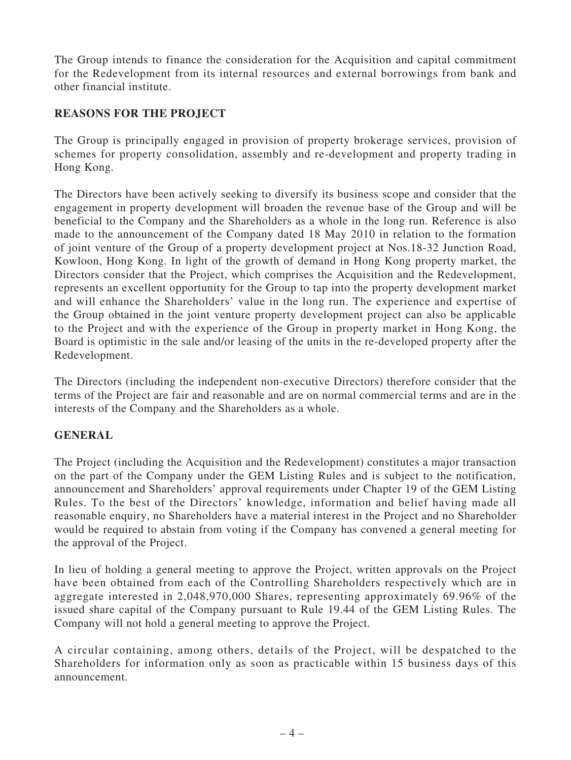The Group intends to finance the consideration for the Acquisition and capital commitment for the Redevelopment from its internal resources and external borrowings from bank and other financial institute.

## REASONS FOR THE PROJECT

The Group is principally engaged in provision of property brokerage services, provision of schemes for property consolidation, assembly and re-development and property trading in Hong Kong.

The Directors have been actively seeking to diversify its business scope and consider that the engagement in property development will broaden the revenue base of the Group and will be beneficial to the Company and the Shareholders as a whole in the long run. Reference is also made to the announcement of the Company dated 18 May 2010 in relation to the formation of joint venture of the Group of a property development project at Nos.18-32 Junction Road, Kowloon, Hong Kong. In light of the growth of demand in Hong Kong property market, the Directors consider that the Project, which comprises the Acquisition and the Redevelopment, represents an excellent opportunity for the Group to tap into the property development market and will enhance the Shareholders' value in the long run. The experience and expertise of the Group obtained in the joint venture property development project can also be applicable to the Project and with the experience of the Group in property market in Hong Kong, the Board is optimistic in the sale and/or leasing of the units in the re-developed property after the Redevelopment.

The Directors (including the independent non-executive Directors) therefore consider that the terms of the Project are fair and reasonable and are on normal commercial terms and are in the interests of the Company and the Shareholders as a whole.

## GENERAL

The Project (including the Acquisition and the Redevelopment) constitutes a major transaction on the part of the Company under the GEM Listing Rules and is subject to the notification, announcement and Shareholders' approval requirements under Chapter 19 of the GEM Listing Rules. To the best of the Directors' knowledge, information and belief having made all reasonable enquiry, no Shareholders have a material interest in the Project and no Shareholder would be required to abstain from voting if the Company has convened a general meeting for the approval of the Project.

In lieu of holding a general meeting to approve the Project, written approvals on the Project have been obtained from each of the Controlling Shareholders respectively which are in aggregate interested in 2,048,970,000 Shares, representing approximately 69.96% of the issued share capital of the Company pursuant to Rule 19.44 of the GEM Listing Rules. The Company will not hold a general meeting to approve the Project.

A circular containing, among others, details of the Project, will be despatched to the Shareholders for information only as soon as practicable within 15 business days of this announcement.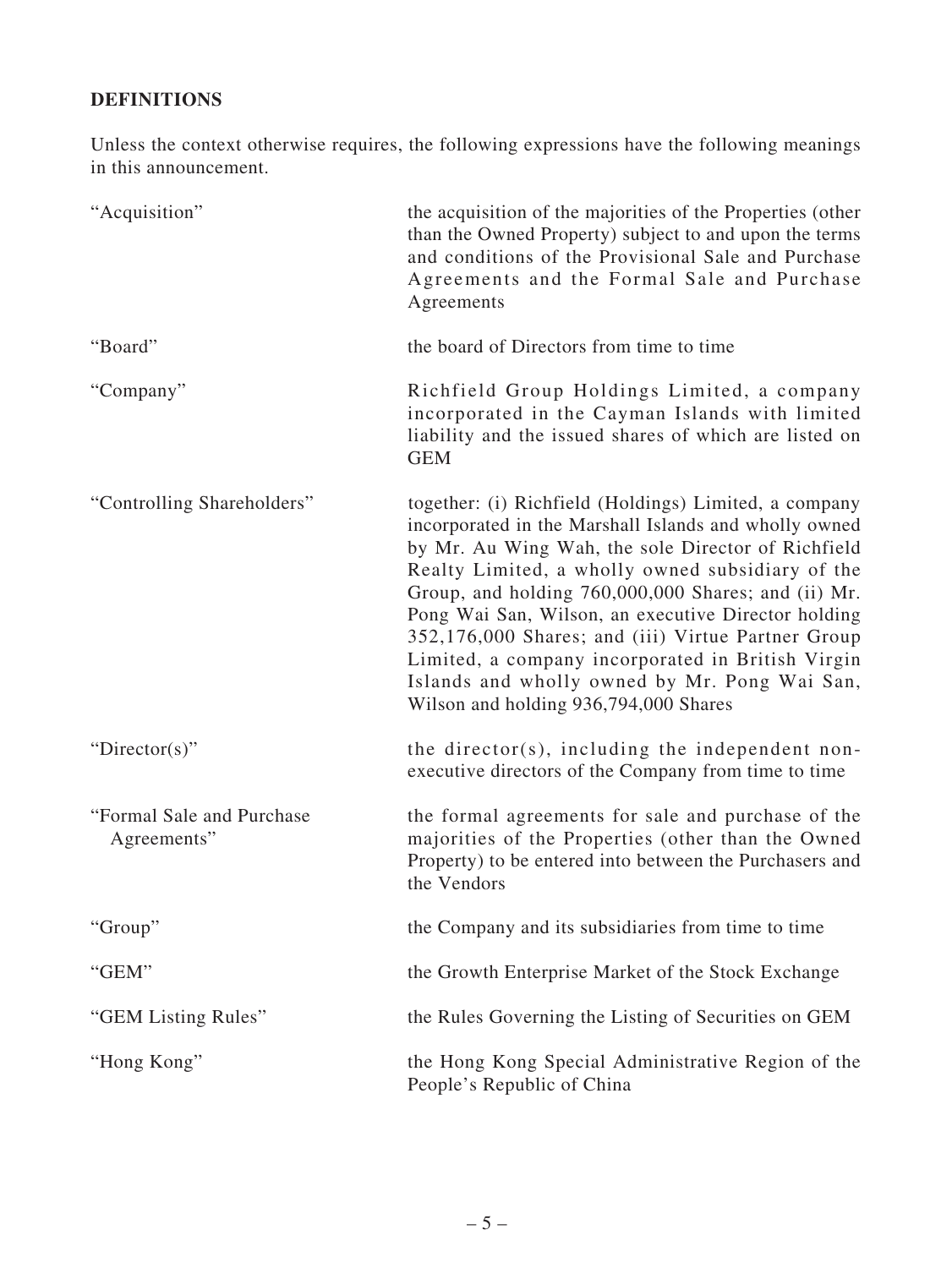## DEFINITIONS

Unless the context otherwise requires, the following expressions have the following meanings in this announcement.

| | |
|---|---|
| "Acquisition" | the acquisition of the majorities of the Properties (other than the Owned Property) subject to and upon the terms and conditions of the Provisional Sale and Purchase Agreements and the Formal Sale and Purchase Agreements |
| "Board" | the board of Directors from time to time |
| "Company" | Richfield Group Holdings Limited, a company incorporated in the Cayman Islands with limited liability and the issued shares of which are listed on GEM |
| "Controlling Shareholders" | together: (i) Richfield (Holdings) Limited, a company incorporated in the Marshall Islands and wholly owned by Mr. Au Wing Wah, the sole Director of Richfield Realty Limited, a wholly owned subsidiary of the Group, and holding 760,000,000 Shares; and (ii) Mr. Pong Wai San, Wilson, an executive Director holding 352,176,000 Shares; and (iii) Virtue Partner Group Limited, a company incorporated in British Virgin Islands and wholly owned by Mr. Pong Wai San, Wilson and holding 936,794,000 Shares |
| "Director(s)" | the director(s), including the independent non-executive directors of the Company from time to time |
| "Formal Sale and Purchase Agreements" | the formal agreements for sale and purchase of the majorities of the Properties (other than the Owned Property) to be entered into between the Purchasers and the Vendors |
| "Group" | the Company and its subsidiaries from time to time |
| "GEM" | the Growth Enterprise Market of the Stock Exchange |
| "GEM Listing Rules" | the Rules Governing the Listing of Securities on GEM |
| "Hong Kong" | the Hong Kong Special Administrative Region of the People's Republic of China |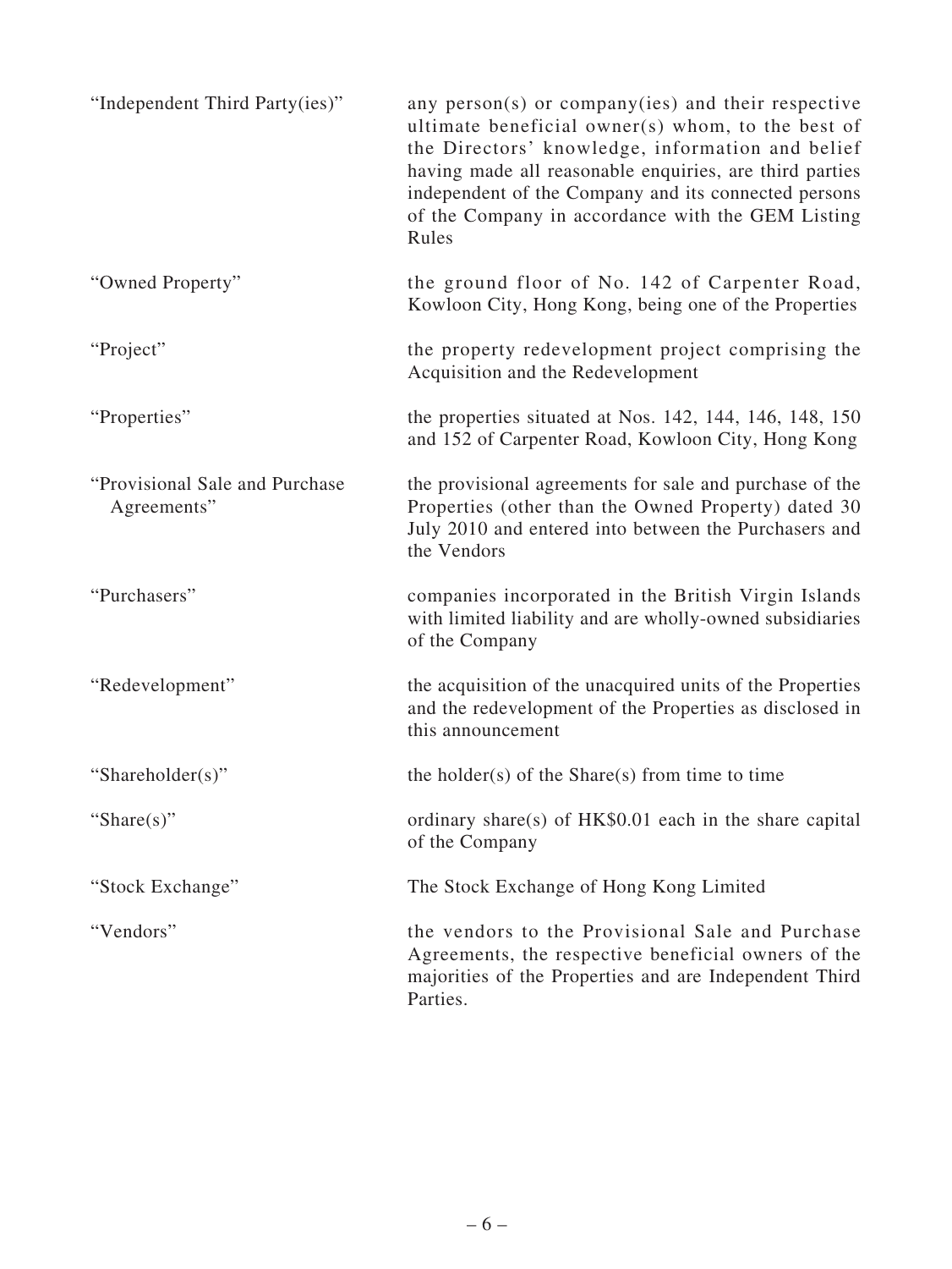| | |
|---|---|
| "Independent Third Party(ies)" | any person(s) or company(ies) and their respective ultimate beneficial owner(s) whom, to the best of the Directors' knowledge, information and belief having made all reasonable enquiries, are third parties independent of the Company and its connected persons of the Company in accordance with the GEM Listing Rules |
| "Owned Property" | the ground floor of No. 142 of Carpenter Road, Kowloon City, Hong Kong, being one of the Properties |
| "Project" | the property redevelopment project comprising the Acquisition and the Redevelopment |
| "Properties" | the properties situated at Nos. 142, 144, 146, 148, 150 and 152 of Carpenter Road, Kowloon City, Hong Kong |
| "Provisional Sale and Purchase Agreements" | the provisional agreements for sale and purchase of the Properties (other than the Owned Property) dated 30 July 2010 and entered into between the Purchasers and the Vendors |
| "Purchasers" | companies incorporated in the British Virgin Islands with limited liability and are wholly-owned subsidiaries of the Company |
| "Redevelopment" | the acquisition of the unacquired units of the Properties and the redevelopment of the Properties as disclosed in this announcement |
| "Shareholder(s)" | the holder(s) of the Share(s) from time to time |
| "Share(s)" | ordinary share(s) of HK$0.01 each in the share capital of the Company |
| "Stock Exchange" | The Stock Exchange of Hong Kong Limited |
| "Vendors" | the vendors to the Provisional Sale and Purchase Agreements, the respective beneficial owners of the majorities of the Properties and are Independent Third Parties. |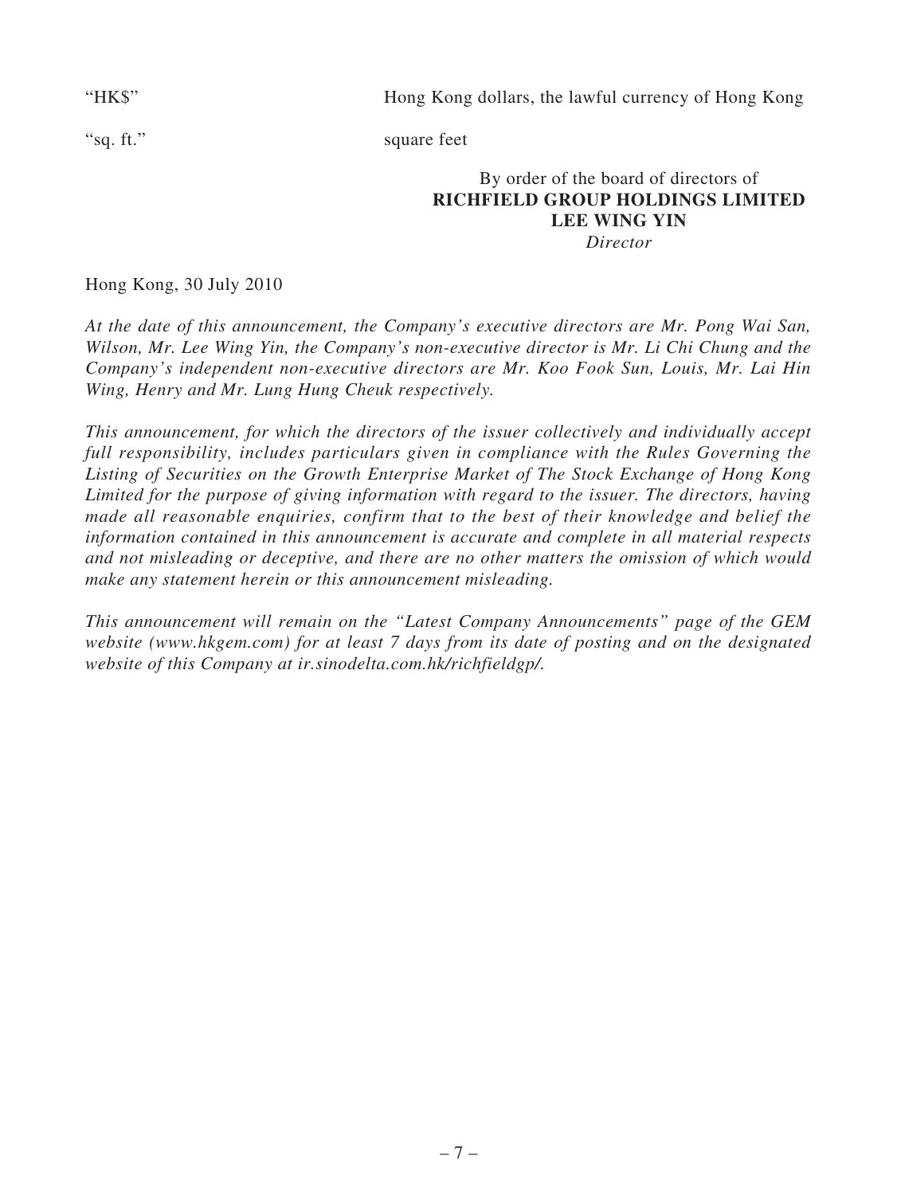| | |
|---|---|
| "HK$" | Hong Kong dollars, the lawful currency of Hong Kong |
| "sq. ft." | square feet |

By order of the board of directors of
**RICHFIELD GROUP HOLDINGS LIMITED**
**LEE WING YIN**
*Director*

Hong Kong, 30 July 2010

*At the date of this announcement, the Company's executive directors are Mr. Pong Wai San, Wilson, Mr. Lee Wing Yin, the Company's non-executive director is Mr. Li Chi Chung and the Company's independent non-executive directors are Mr. Koo Fook Sun, Louis, Mr. Lai Hin Wing, Henry and Mr. Lung Hung Cheuk respectively.*

*This announcement, for which the directors of the issuer collectively and individually accept full responsibility, includes particulars given in compliance with the Rules Governing the Listing of Securities on the Growth Enterprise Market of The Stock Exchange of Hong Kong Limited for the purpose of giving information with regard to the issuer. The directors, having made all reasonable enquiries, confirm that to the best of their knowledge and belief the information contained in this announcement is accurate and complete in all material respects and not misleading or deceptive, and there are no other matters the omission of which would make any statement herein or this announcement misleading.*

*This announcement will remain on the "Latest Company Announcements" page of the GEM website (www.hkgem.com) for at least 7 days from its date of posting and on the designated website of this Company at ir.sinodelta.com.hk/richfieldgp/.*